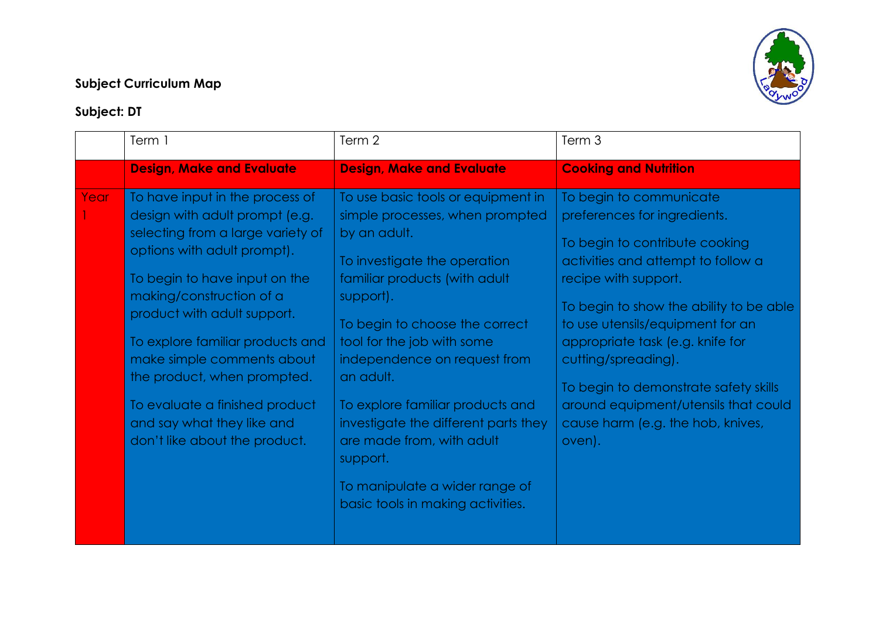**Subject Curriculum Map**

**Subject: DT**

| | Term 1 | Term 2 | Term 3 |
|---|---|---|---|
| | **Design, Make and Evaluate** | **Design, Make and Evaluate** | **Cooking and Nutrition** |
| Year 1 | To have input in the process of design with adult prompt (e.g. selecting from a large variety of options with adult prompt).<br><br>To begin to have input on the making/construction of a product with adult support.<br><br>To explore familiar products and make simple comments about the product, when prompted.<br><br>To evaluate a finished product and say what they like and don't like about the product. | To use basic tools or equipment in simple processes, when prompted by an adult.<br><br>To investigate the operation familiar products (with adult support).<br><br>To begin to choose the correct tool for the job with some independence on request from an adult.<br><br>To explore familiar products and investigate the different parts they are made from, with adult support.<br><br>To manipulate a wider range of basic tools in making activities. | To begin to communicate preferences for ingredients.<br><br>To begin to contribute cooking activities and attempt to follow a recipe with support.<br><br>To begin to show the ability to be able to use utensils/equipment for an appropriate task (e.g. knife for cutting/spreading).<br><br>To begin to demonstrate safety skills around equipment/utensils that could cause harm (e.g. the hob, knives, oven). |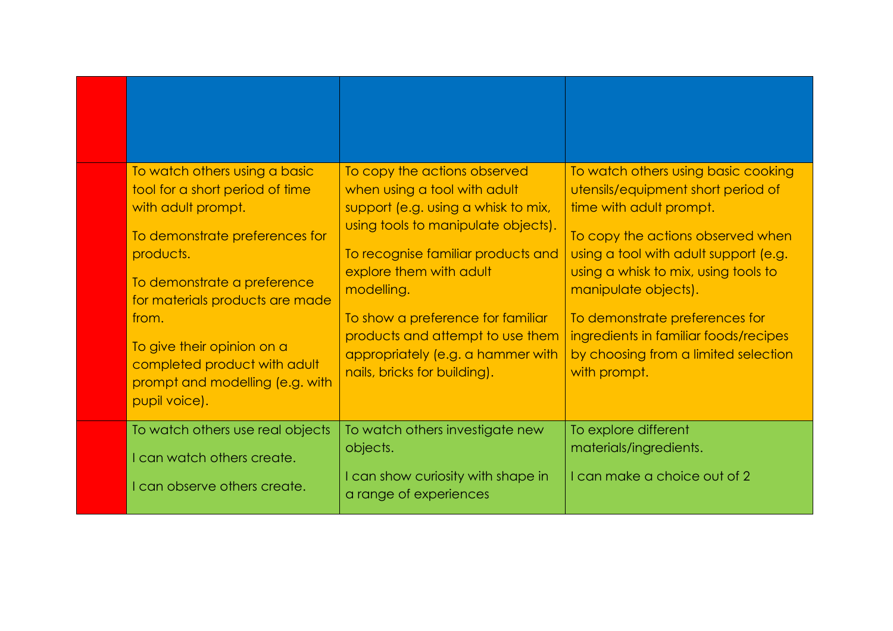| | | | |
|---|---|---|---|
| | To watch others using a basic tool for a short period of time with adult prompt.<br><br>To demonstrate preferences for products.<br><br>To demonstrate a preference for materials products are made from.<br><br>To give their opinion on a completed product with adult prompt and modelling (e.g. with pupil voice). | To copy the actions observed when using a tool with adult support (e.g. using a whisk to mix, using tools to manipulate objects).<br><br>To recognise familiar products and explore them with adult modelling.<br><br>To show a preference for familiar products and attempt to use them appropriately (e.g. a hammer with nails, bricks for building). | To watch others using basic cooking utensils/equipment short period of time with adult prompt.<br><br>To copy the actions observed when using a tool with adult support (e.g. using a whisk to mix, using tools to manipulate objects).<br><br>To demonstrate preferences for ingredients in familiar foods/recipes by choosing from a limited selection with prompt. |
| | To watch others use real objects<br><br>I can watch others create.<br><br>I can observe others create. | To watch others investigate new objects.<br><br>I can show curiosity with shape in a range of experiences | To explore different materials/ingredients.<br><br>I can make a choice out of 2 |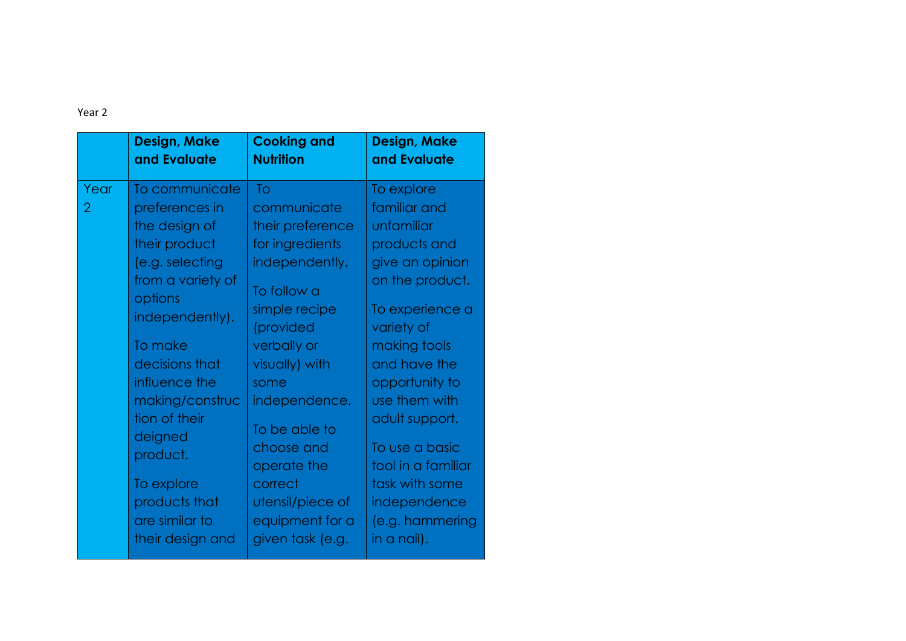Year 2

| | Design, Make and Evaluate | Cooking and Nutrition | Design, Make and Evaluate |
|---|---|---|---|
| Year 2 | To communicate preferences in the design of their product (e.g. selecting from a variety of options independently).<br><br>To make decisions that influence the making/construction of their deigned product.<br><br>To explore products that are similar to their design and | To communicate their preference for ingredients independently.<br><br>To follow a simple recipe (provided verbally or visually) with some independence.<br><br>To be able to choose and operate the correct utensil/piece of equipment for a given task (e.g. | To explore familiar and unfamiliar products and give an opinion on the product.<br><br>To experience a variety of making tools and have the opportunity to use them with adult support.<br><br>To use a basic tool in a familiar task with some independence (e.g. hammering in a nail). |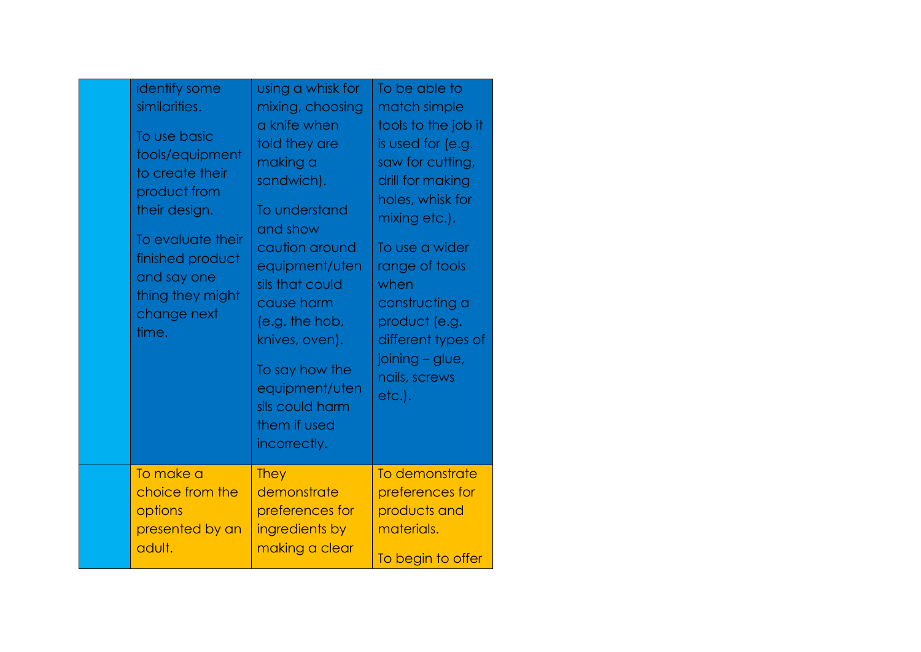| | | | |
|---|---|---|---|
| | identify some similarities.<br><br>To use basic tools/equipment to create their product from their design.<br><br>To evaluate their finished product and say one thing they might change next time. | using a whisk for mixing, choosing a knife when told they are making a sandwich).<br><br>To understand and show caution around equipment/utensils that could cause harm (e.g. the hob, knives, oven).<br><br>To say how the equipment/utensils could harm them if used incorrectly. | To be able to match simple tools to the job it is used for (e.g. saw for cutting, drill for making holes, whisk for mixing etc.).<br><br>To use a wider range of tools when constructing a product (e.g. different types of joining – glue, nails, screws etc.). |
| | To make a choice from the options presented by an adult. | They demonstrate preferences for ingredients by making a clear | To demonstrate preferences for products and materials.<br><br>To begin to offer |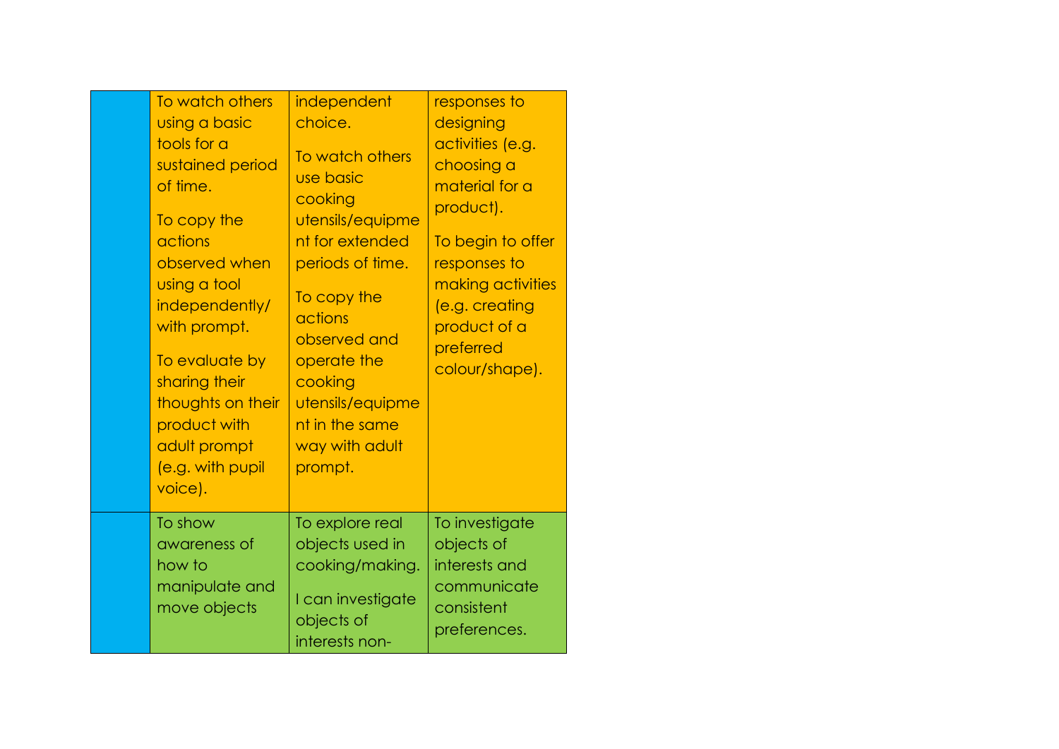|  |  |  |  |
|---|---|---|---|
|  | To watch others using a basic tools for a sustained period of time.<br><br>To copy the actions observed when using a tool independently/ with prompt.<br><br>To evaluate by sharing their thoughts on their product with adult prompt (e.g. with pupil voice). | independent choice.<br><br>To watch others use basic cooking utensils/equipment for extended periods of time.<br><br>To copy the actions observed and operate the cooking utensils/equipment in the same way with adult prompt. | responses to designing activities (e.g. choosing a material for a product).<br><br>To begin to offer responses to making activities (e.g. creating product of a preferred colour/shape). |
|  | To show awareness of how to manipulate and move objects | To explore real objects used in cooking/making.<br><br>I can investigate objects of interests non- | To investigate objects of interests and communicate consistent preferences. |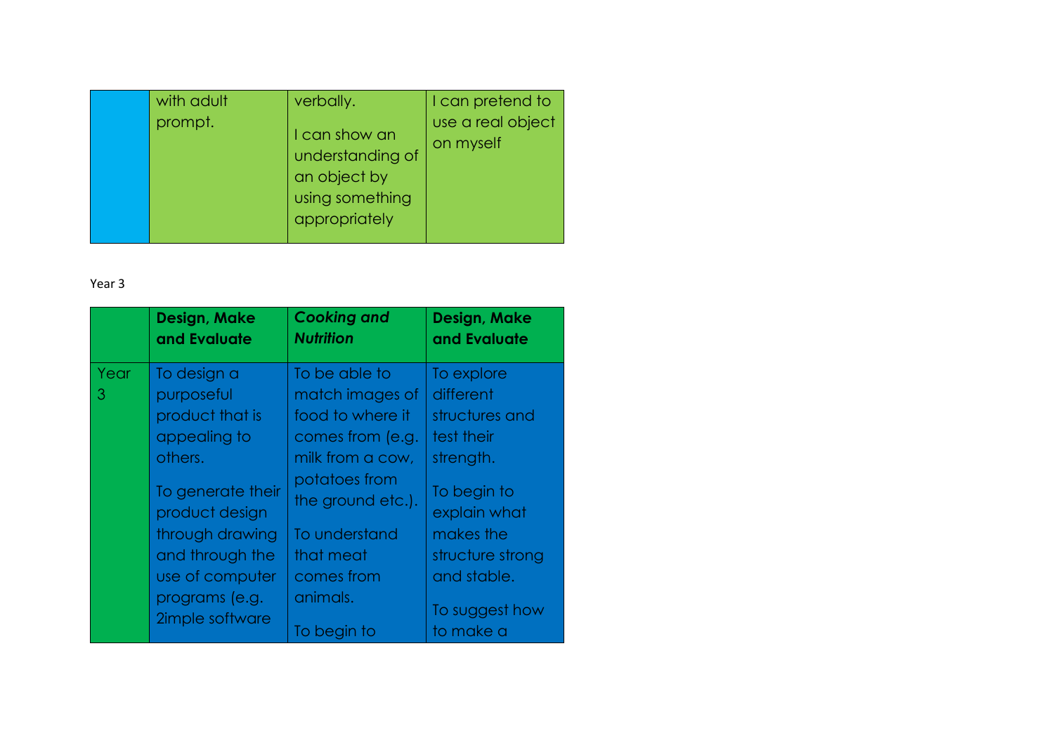| | | | |
|---|---|---|---|
| | with adult prompt. | verbally.<br><br>I can show an understanding of an object by using something appropriately | I can pretend to use a real object on myself |

Year 3

| | **Design, Make and Evaluate** | ***Cooking and Nutrition*** | **Design, Make and Evaluate** |
|---|---|---|---|
| Year 3 | To design a purposeful product that is appealing to others.<br><br>To generate their product design through drawing and through the use of computer programs (e.g. 2imple software | To be able to match images of food to where it comes from (e.g. milk from a cow, potatoes from the ground etc.).<br><br>To understand that meat comes from animals.<br><br>To begin to | To explore different structures and test their strength.<br><br>To begin to explain what makes the structure strong and stable.<br><br>To suggest how to make a |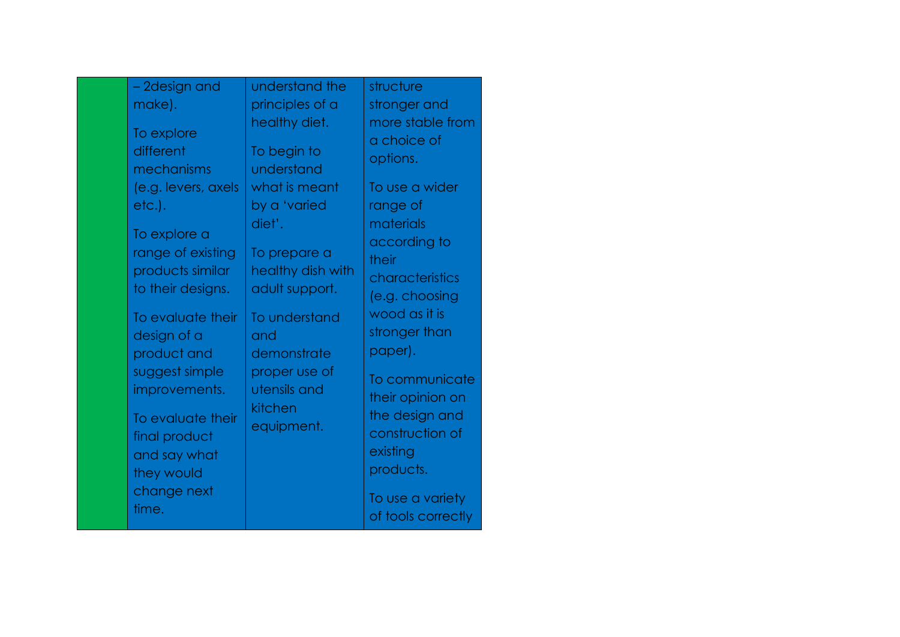|  | – 2design and make).<br><br>To explore different mechanisms (e.g. levers, axels etc.).<br><br>To explore a range of existing products similar to their designs.<br><br>To evaluate their design of a product and suggest simple improvements.<br><br>To evaluate their final product and say what they would change next time. | understand the principles of a healthy diet.<br><br>To begin to understand what is meant by a 'varied diet'.<br><br>To prepare a healthy dish with adult support.<br><br>To understand and demonstrate proper use of utensils and kitchen equipment. | structure stronger and more stable from a choice of options.<br><br>To use a wider range of materials according to their characteristics (e.g. choosing wood as it is stronger than paper).<br><br>To communicate their opinion on the design and construction of existing products.<br><br>To use a variety of tools correctly |
|---|---|---|---|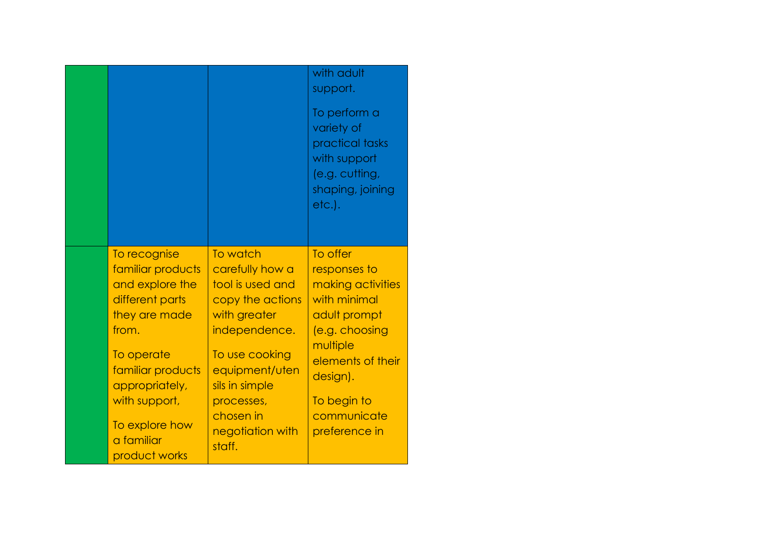| | | | |
|---|---|---|---|
| | | | with adult support.<br><br>To perform a variety of practical tasks with support (e.g. cutting, shaping, joining etc.). |
| | To recognise familiar products and explore the different parts they are made from.<br><br>To operate familiar products appropriately, with support,<br><br>To explore how a familiar product works | To watch carefully how a tool is used and copy the actions with greater independence.<br><br>To use cooking equipment/utensils in simple processes, chosen in negotiation with staff. | To offer responses to making activities with minimal adult prompt (e.g. choosing multiple elements of their design).<br><br>To begin to communicate preference in |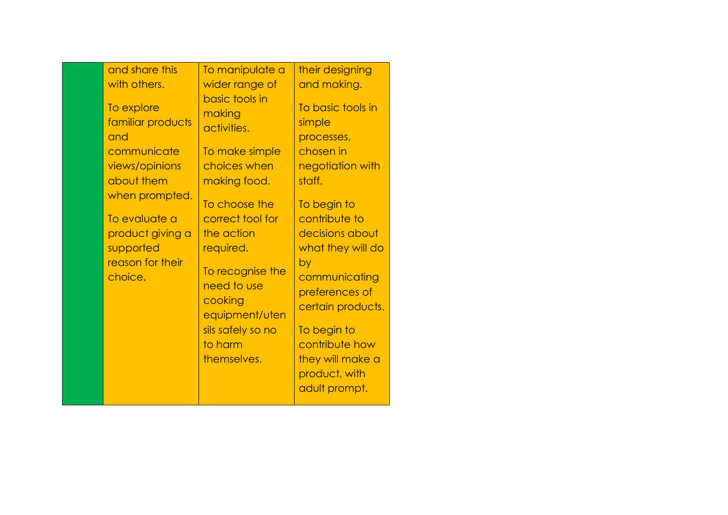| | | | |
|---|---|---|---|
| | and share this with others.<br><br>To explore familiar products and communicate views/opinions about them when prompted.<br><br>To evaluate a product giving a supported reason for their choice. | To manipulate a wider range of basic tools in making activities.<br><br>To make simple choices when making food.<br><br>To choose the correct tool for the action required.<br><br>To recognise the need to use cooking equipment/utensils safely so no to harm themselves. | their designing and making.<br><br>To basic tools in simple processes, chosen in negotiation with staff.<br><br>To begin to contribute to decisions about what they will do by communicating preferences of certain products.<br><br>To begin to contribute how they will make a product, with adult prompt. |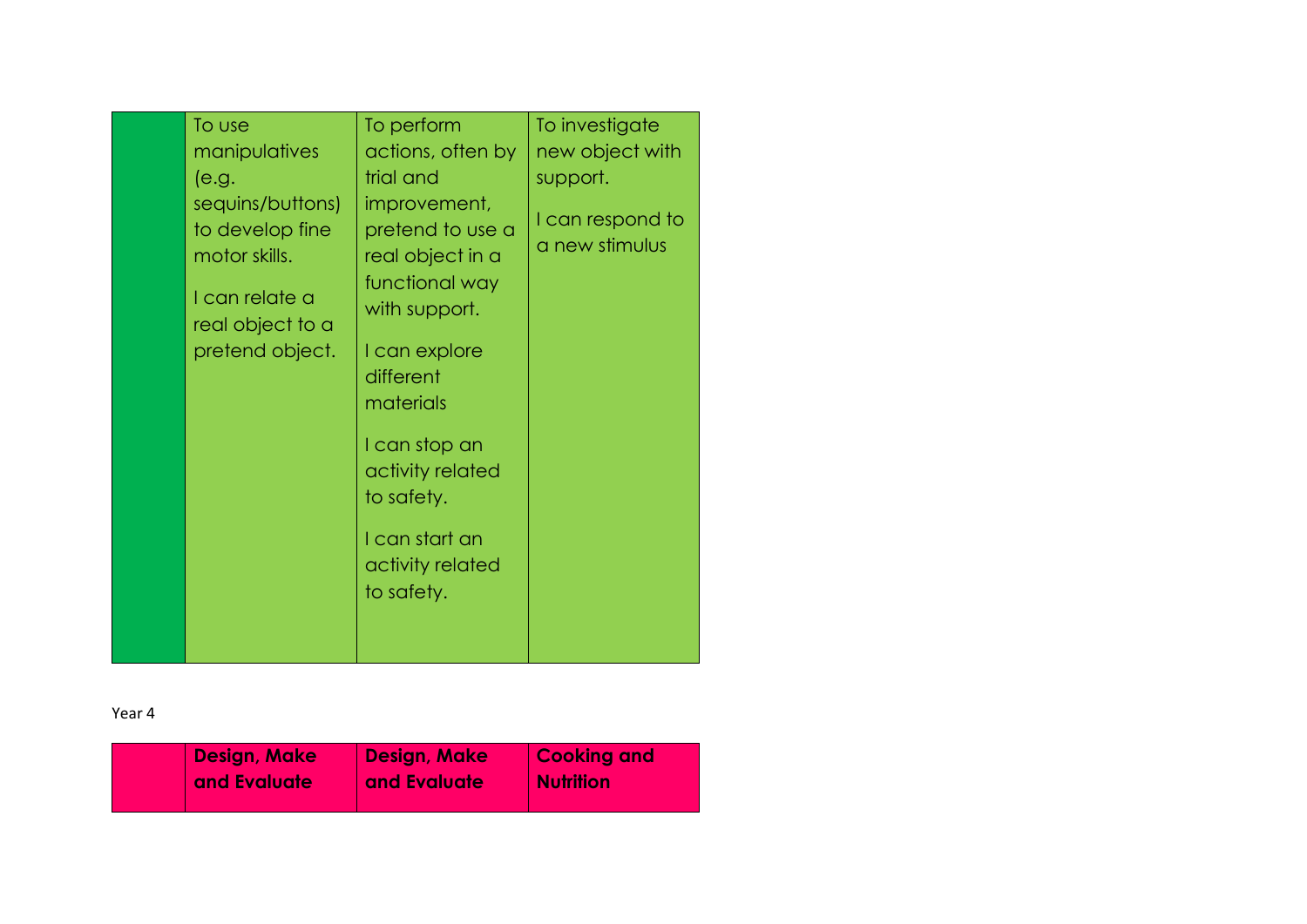| | | | |
|---|---|---|---|
| | To use manipulatives (e.g. sequins/buttons) to develop fine motor skills.<br><br>I can relate a real object to a pretend object. | To perform actions, often by trial and improvement, pretend to use a real object in a functional way with support.<br><br>I can explore different materials<br><br>I can stop an activity related to safety.<br><br>I can start an activity related to safety. | To investigate new object with support.<br><br>I can respond to a new stimulus |

Year 4

| | **Design, Make and Evaluate** | **Design, Make and Evaluate** | **Cooking and Nutrition** |
|---|---|---|---|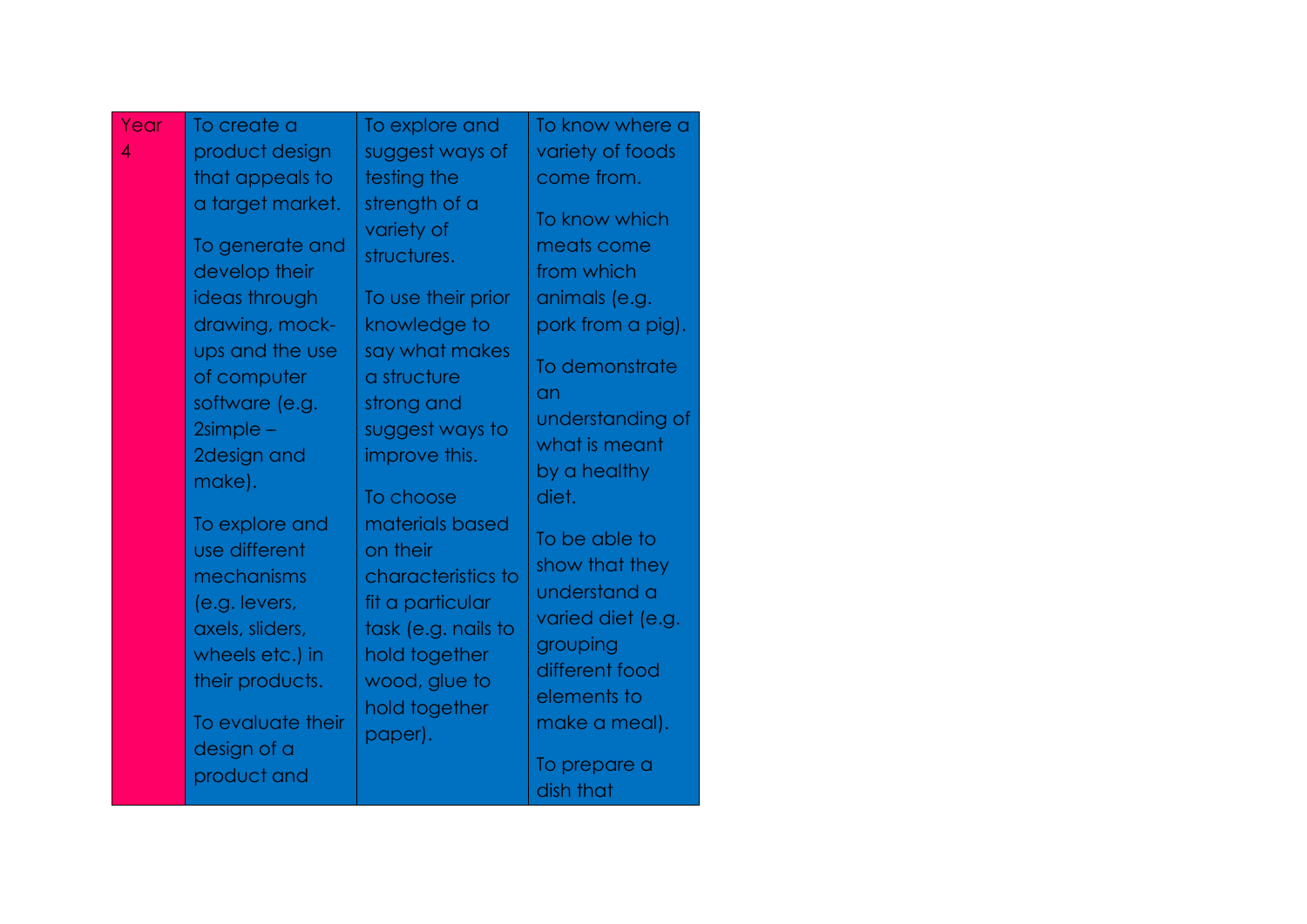| Year 4 | To create a product design that appeals to a target market.<br><br>To generate and develop their ideas through drawing, mock-ups and the use of computer software (e.g. 2simple – 2design and make).<br><br>To explore and use different mechanisms (e.g. levers, axels, sliders, wheels etc.) in their products.<br><br>To evaluate their design of a product and | To explore and suggest ways of testing the strength of a variety of structures.<br><br>To use their prior knowledge to say what makes a structure strong and suggest ways to improve this.<br><br>To choose materials based on their characteristics to fit a particular task (e.g. nails to hold together wood, glue to hold together paper). | To know where a variety of foods come from.<br><br>To know which meats come from which animals (e.g. pork from a pig).<br><br>To demonstrate an understanding of what is meant by a healthy diet.<br><br>To be able to show that they understand a varied diet (e.g. grouping different food elements to make a meal).<br><br>To prepare a dish that |
|---|---|---|---|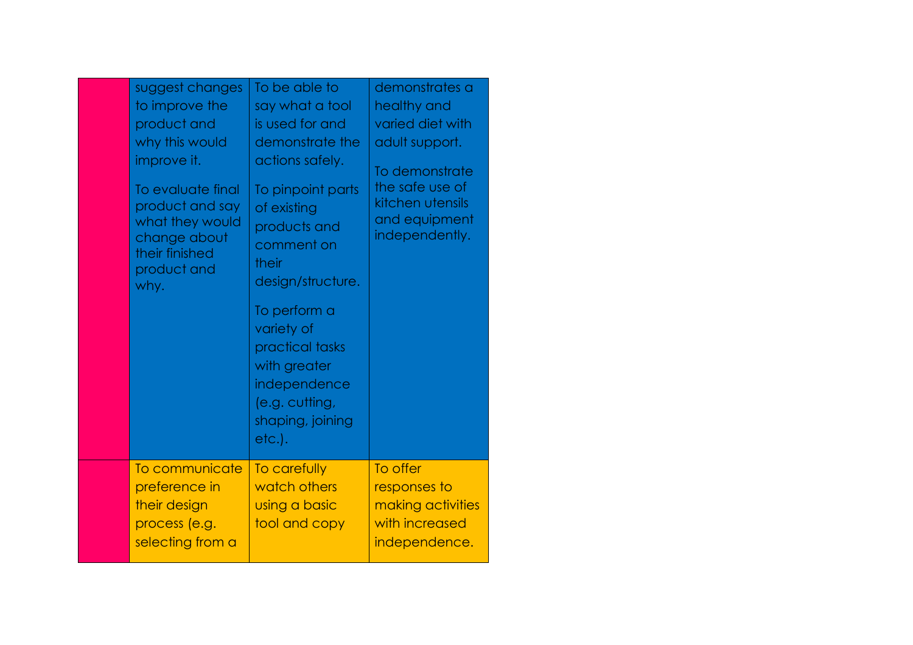|  |  |  |  |
|---|---|---|---|
|  | suggest changes to improve the product and why this would improve it.<br><br>To evaluate final product and say what they would change about their finished product and why. | To be able to say what a tool is used for and demonstrate the actions safely.<br><br>To pinpoint parts of existing products and comment on their design/structure.<br><br>To perform a variety of practical tasks with greater independence (e.g. cutting, shaping, joining etc.). | demonstrates a healthy and varied diet with adult support.<br><br>To demonstrate the safe use of kitchen utensils and equipment independently. |
|  | To communicate preference in their design process (e.g. selecting from a | To carefully watch others using a basic tool and copy | To offer responses to making activities with increased independence. |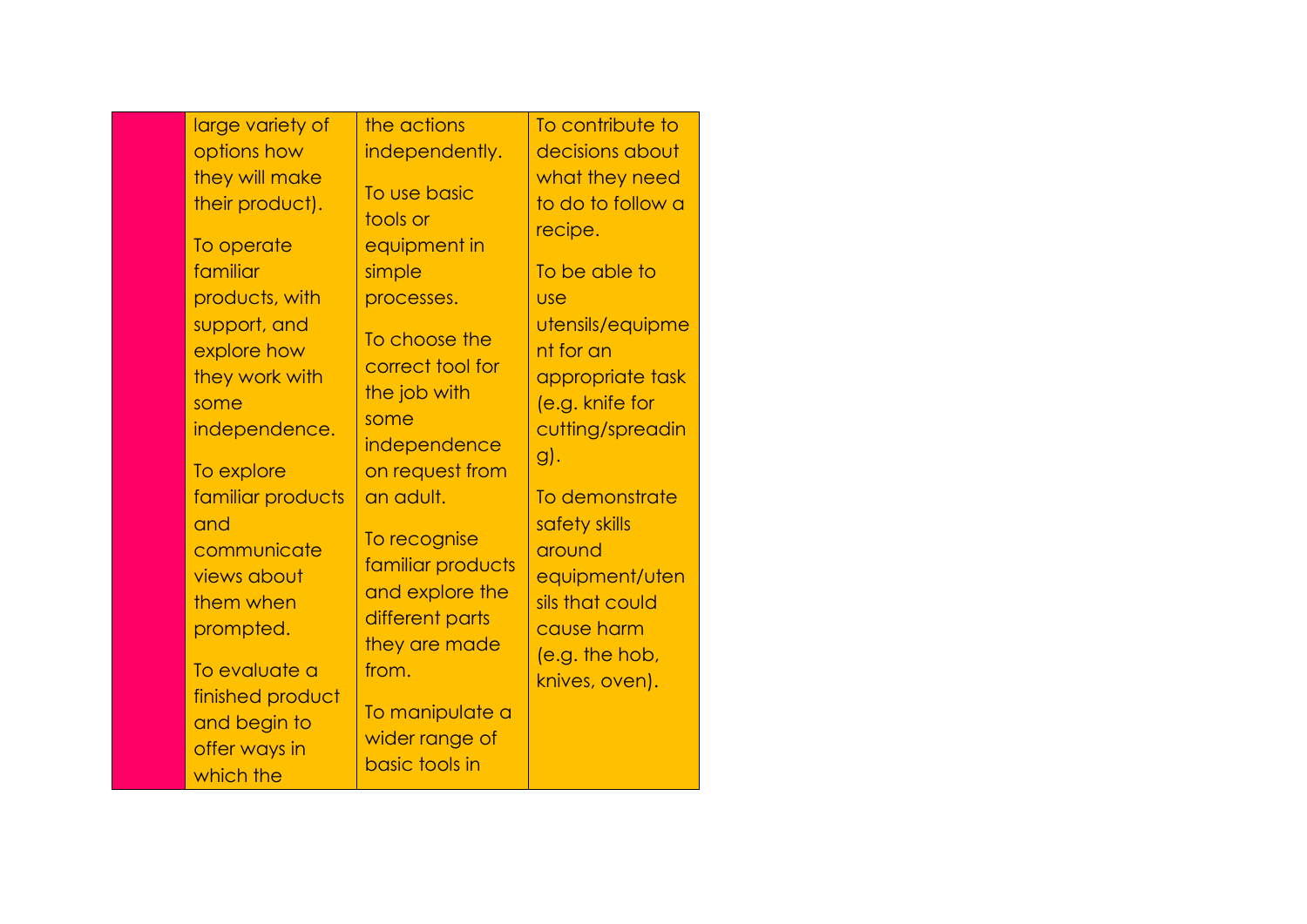|  |  |  |  |
|---|---|---|---|
|  | large variety of options how they will make their product).<br><br>To operate familiar products, with support, and explore how they work with some independence.<br><br>To explore familiar products and communicate views about them when prompted.<br><br>To evaluate a finished product and begin to offer ways in which the | the actions independently.<br><br>To use basic tools or equipment in simple processes.<br><br>To choose the correct tool for the job with some independence on request from an adult.<br><br>To recognise familiar products and explore the different parts they are made from.<br><br>To manipulate a wider range of basic tools in | To contribute to decisions about what they need to do to follow a recipe.<br><br>To be able to use utensils/equipment for an appropriate task (e.g. knife for cutting/spreading).<br><br>To demonstrate safety skills around equipment/utensils that could cause harm (e.g. the hob, knives, oven). |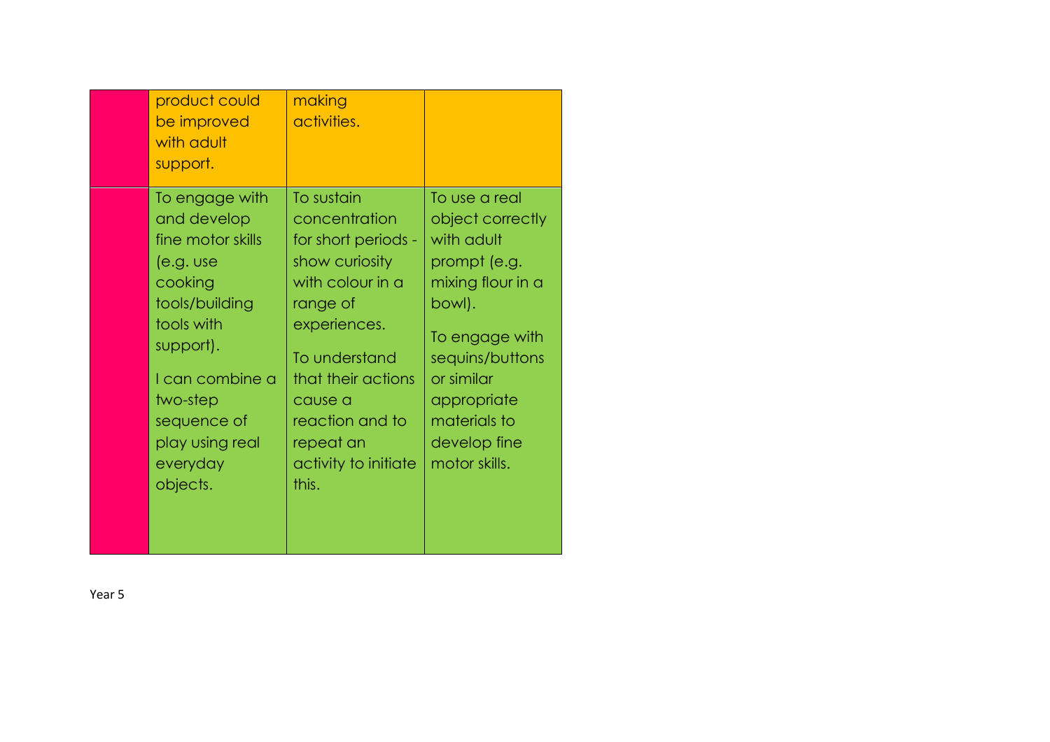|  |  |  |  |
|---|---|---|---|
|  | product could be improved with adult support. | making activities. |  |
|  | To engage with and develop fine motor skills (e.g. use cooking tools/building tools with support).<br><br>I can combine a two-step sequence of play using real everyday objects. | To sustain concentration for short periods - show curiosity with colour in a range of experiences.<br><br>To understand that their actions cause a reaction and to repeat an activity to initiate this. | To use a real object correctly with adult prompt (e.g. mixing flour in a bowl).<br><br>To engage with sequins/buttons or similar appropriate materials to develop fine motor skills. |

Year 5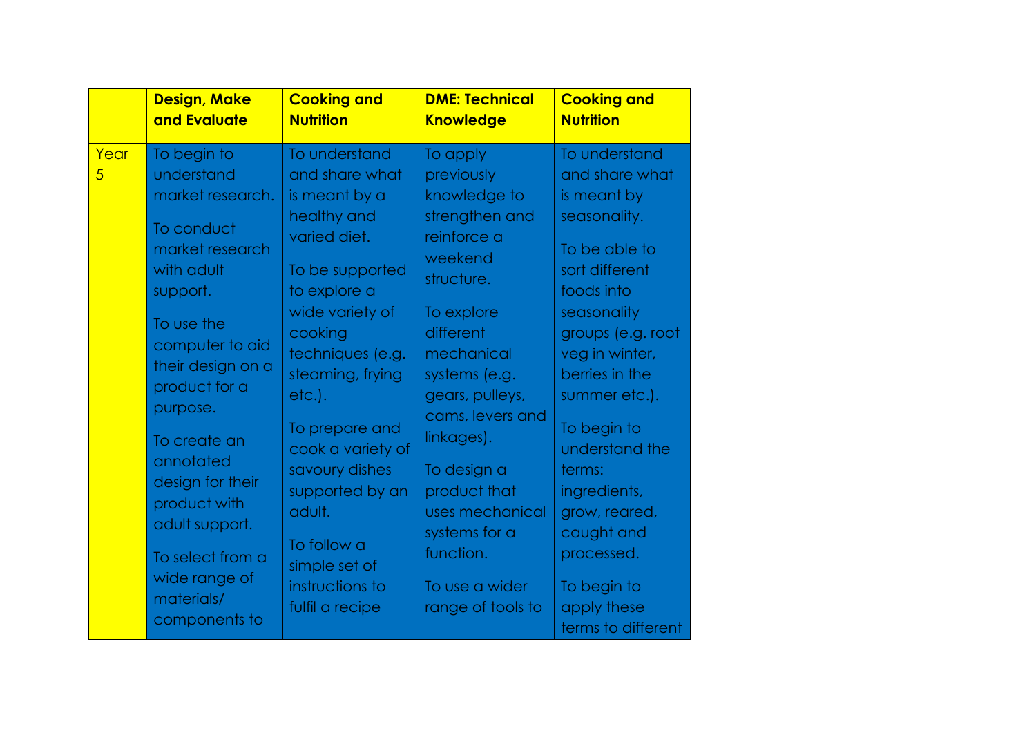| | Design, Make and Evaluate | Cooking and Nutrition | DME: Technical Knowledge | Cooking and Nutrition |
|---|---|---|---|---|
| Year 5 | To begin to understand market research.<br><br>To conduct market research with adult support.<br><br>To use the computer to aid their design on a product for a purpose.<br><br>To create an annotated design for their product with adult support.<br><br>To select from a wide range of materials/ components to | To understand and share what is meant by a healthy and varied diet.<br><br>To be supported to explore a wide variety of cooking techniques (e.g. steaming, frying etc.).<br><br>To prepare and cook a variety of savoury dishes supported by an adult.<br><br>To follow a simple set of instructions to fulfil a recipe | To apply previously knowledge to strengthen and reinforce a weekend structure.<br><br>To explore different mechanical systems (e.g. gears, pulleys, cams, levers and linkages).<br><br>To design a product that uses mechanical systems for a function.<br><br>To use a wider range of tools to | To understand and share what is meant by seasonality.<br><br>To be able to sort different foods into seasonality groups (e.g. root veg in winter, berries in the summer etc.).<br><br>To begin to understand the terms: ingredients, grow, reared, caught and processed.<br><br>To begin to apply these terms to different |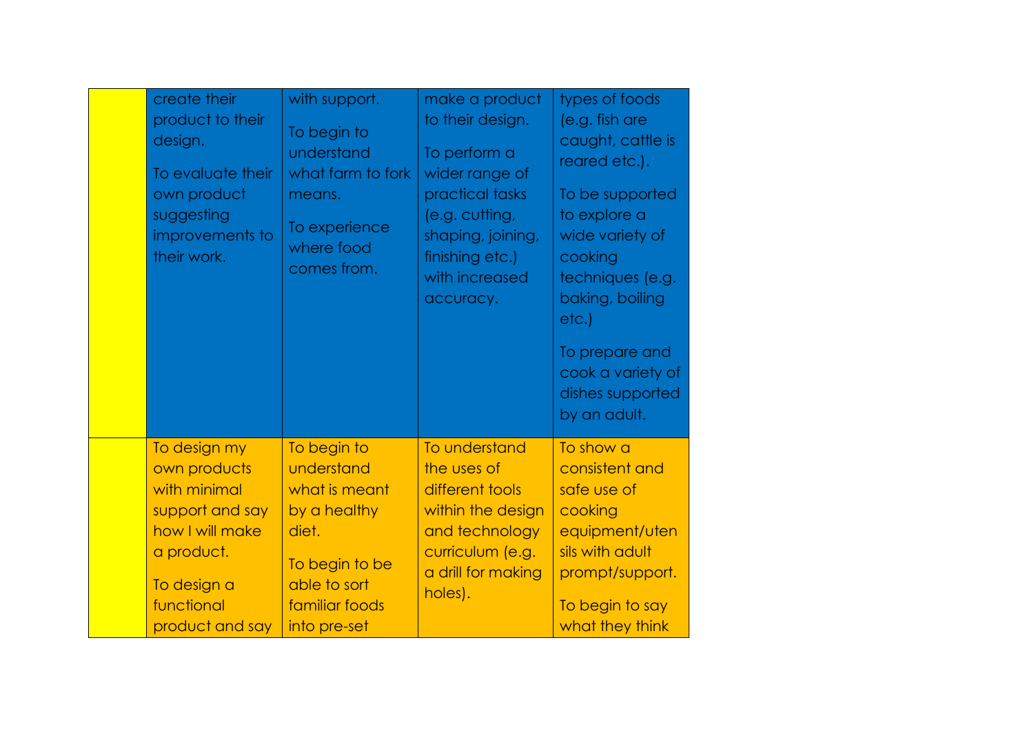| | | | | |
|---|---|---|---|---|
| | create their product to their design.<br><br>To evaluate their own product suggesting improvements to their work. | with support.<br><br>To begin to understand what farm to fork means.<br><br>To experience where food comes from. | make a product to their design.<br><br>To perform a wider range of practical tasks (e.g. cutting, shaping, joining, finishing etc.) with increased accuracy. | types of foods (e.g. fish are caught, cattle is reared etc.).<br><br>To be supported to explore a wide variety of cooking techniques (e.g. baking, boiling etc.)<br><br>To prepare and cook a variety of dishes supported by an adult. |
| | To design my own products with minimal support and say how I will make a product.<br><br>To design a functional product and say | To begin to understand what is meant by a healthy diet.<br><br>To begin to be able to sort familiar foods into pre-set | To understand the uses of different tools within the design and technology curriculum (e.g. a drill for making holes). | To show a consistent and safe use of cooking equipment/utensils with adult prompt/support.<br><br>To begin to say what they think |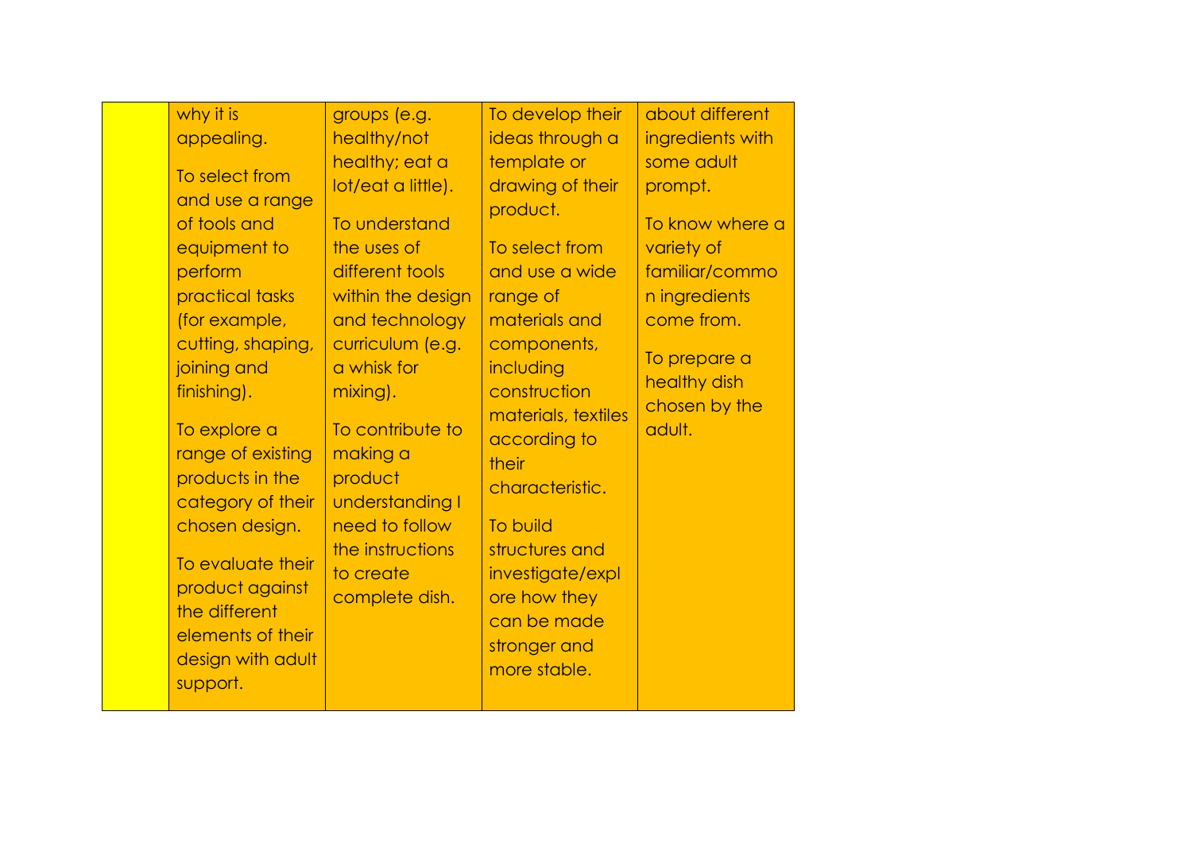| | | | | |
|---|---|---|---|---|
| | why it is appealing.<br><br>To select from and use a range of tools and equipment to perform practical tasks (for example, cutting, shaping, joining and finishing).<br><br>To explore a range of existing products in the category of their chosen design.<br><br>To evaluate their product against the different elements of their design with adult support. | groups (e.g. healthy/not healthy; eat a lot/eat a little).<br><br>To understand the uses of different tools within the design and technology curriculum (e.g. a whisk for mixing).<br><br>To contribute to making a product understanding I need to follow the instructions to create complete dish. | To develop their ideas through a template or drawing of their product.<br><br>To select from and use a wide range of materials and components, including construction materials, textiles according to their characteristic.<br><br>To build structures and investigate/explore how they can be made stronger and more stable. | about different ingredients with some adult prompt.<br><br>To know where a variety of familiar/common ingredients come from.<br><br>To prepare a healthy dish chosen by the adult. |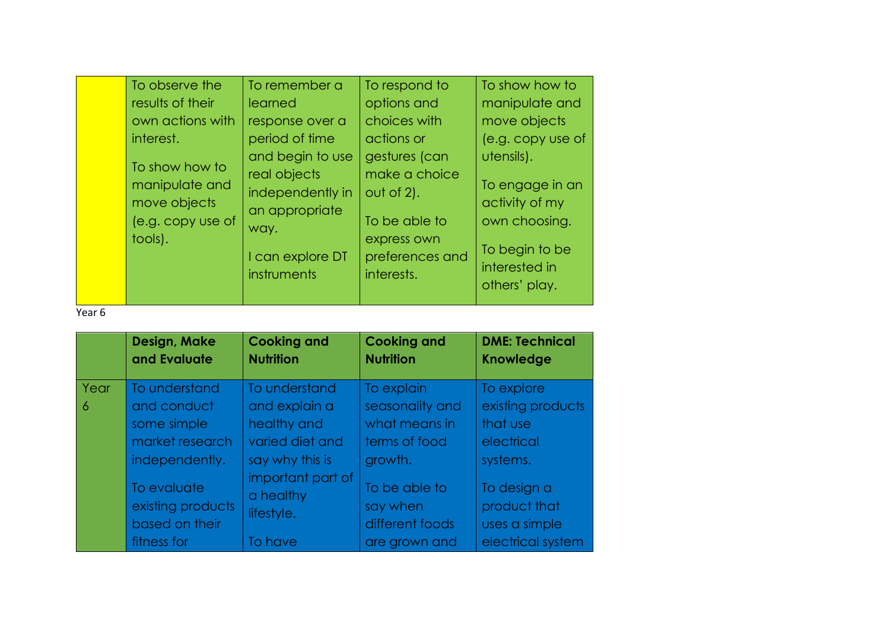| | | | | |
|---|---|---|---|---|
| | To observe the results of their own actions with interest.<br><br>To show how to manipulate and move objects (e.g. copy use of tools). | To remember a learned response over a period of time and begin to use real objects independently in an appropriate way.<br><br>I can explore DT instruments | To respond to options and choices with actions or gestures (can make a choice out of 2).<br><br>To be able to express own preferences and interests. | To show how to manipulate and move objects (e.g. copy use of utensils).<br><br>To engage in an activity of my own choosing.<br><br>To begin to be interested in others' play. |

Year 6

| | **Design, Make and Evaluate** | **Cooking and Nutrition** | **Cooking and Nutrition** | **DME: Technical Knowledge** |
|---|---|---|---|---|
| Year 6 | To understand and conduct some simple market research independently.<br><br>To evaluate existing products based on their fitness for | To understand and explain a healthy and varied diet and say why this is important part of a healthy lifestyle.<br><br>To have | To explain seasonality and what means in terms of food growth.<br><br>To be able to say when different foods are grown and | To explore existing products that use electrical systems.<br><br>To design a product that uses a simple electrical system |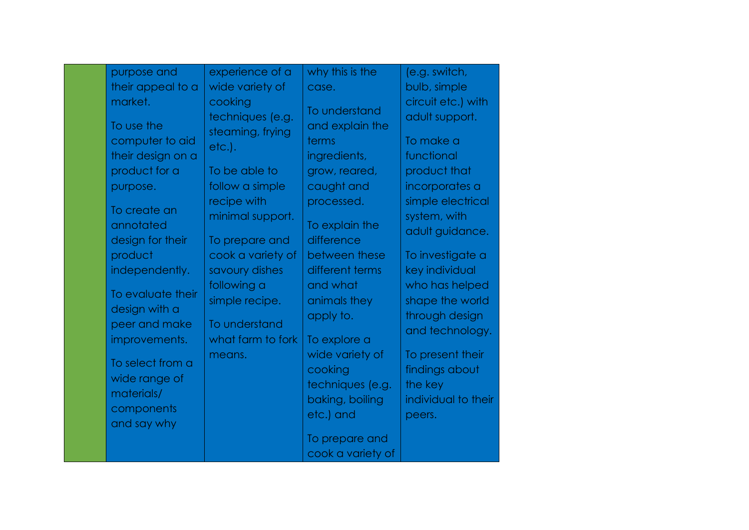| | | | | |
|---|---|---|---|---|
| | purpose and their appeal to a market.<br><br>To use the computer to aid their design on a product for a purpose.<br><br>To create an annotated design for their product independently.<br><br>To evaluate their design with a peer and make improvements.<br><br>To select from a wide range of materials/ components and say why | experience of a wide variety of cooking techniques (e.g. steaming, frying etc.).<br><br>To be able to follow a simple recipe with minimal support.<br><br>To prepare and cook a variety of savoury dishes following a simple recipe.<br><br>To understand what farm to fork means. | why this is the case.<br><br>To understand and explain the terms ingredients, grow, reared, caught and processed.<br><br>To explain the difference between these different terms and what animals they apply to.<br><br>To explore a wide variety of cooking techniques (e.g. baking, boiling etc.) and<br><br>To prepare and cook a variety of | (e.g. switch, bulb, simple circuit etc.) with adult support.<br><br>To make a functional product that incorporates a simple electrical system, with adult guidance.<br><br>To investigate a key individual who has helped shape the world through design and technology.<br><br>To present their findings about the key individual to their peers. |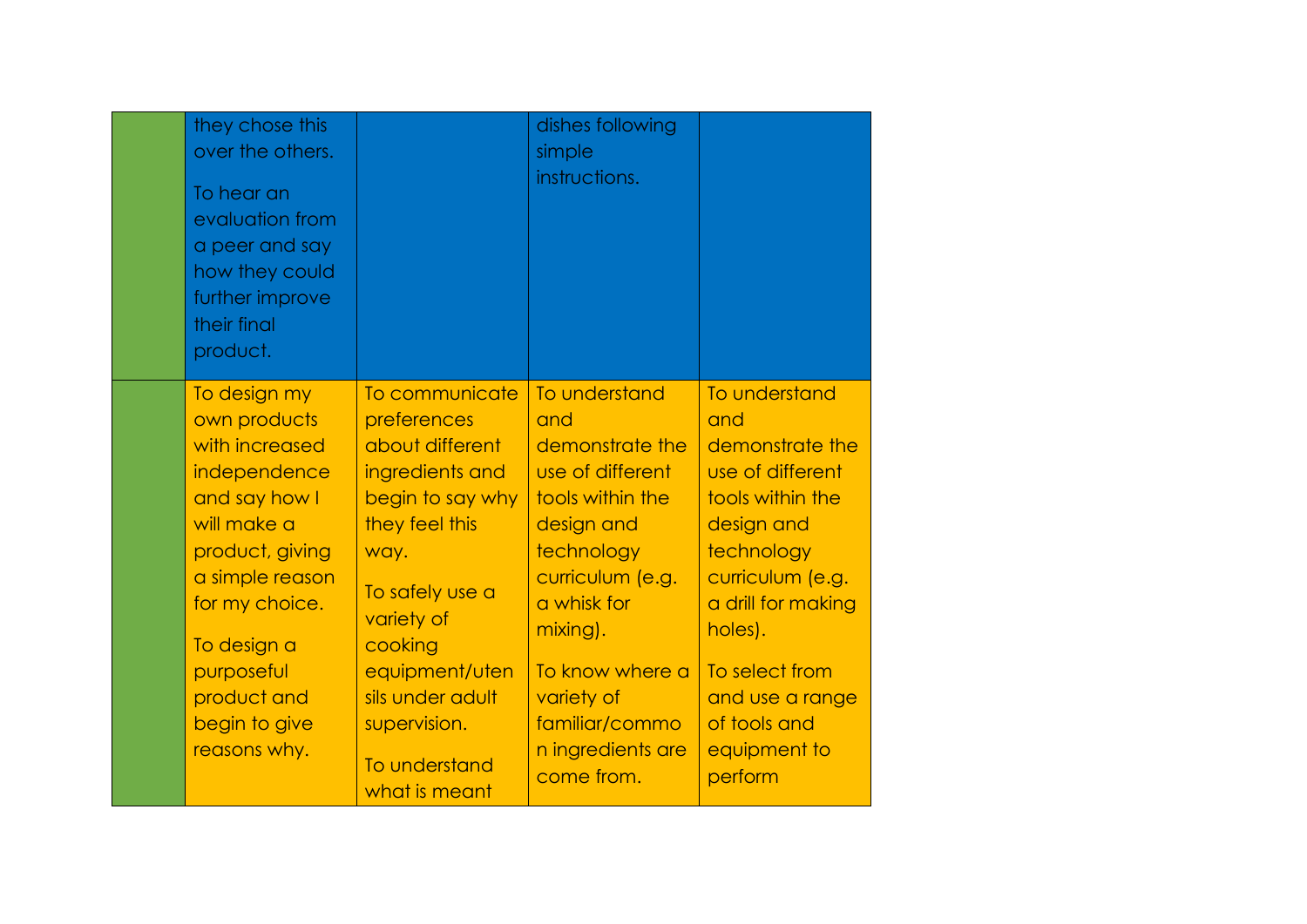| | | | | |
|---|---|---|---|---|
| | they chose this over the others. To hear an evaluation from a peer and say how they could further improve their final product. | | dishes following simple instructions. | |
| | To design my own products with increased independence and say how I will make a product, giving a simple reason for my choice. To design a purposeful product and begin to give reasons why. | To communicate preferences about different ingredients and begin to say why they feel this way. To safely use a variety of cooking equipment/utensils under adult supervision. To understand what is meant | To understand and demonstrate the use of different tools within the design and technology curriculum (e.g. a whisk for mixing). To know where a variety of familiar/common ingredients are come from. | To understand and demonstrate the use of different tools within the design and technology curriculum (e.g. a drill for making holes). To select from and use a range of tools and equipment to perform |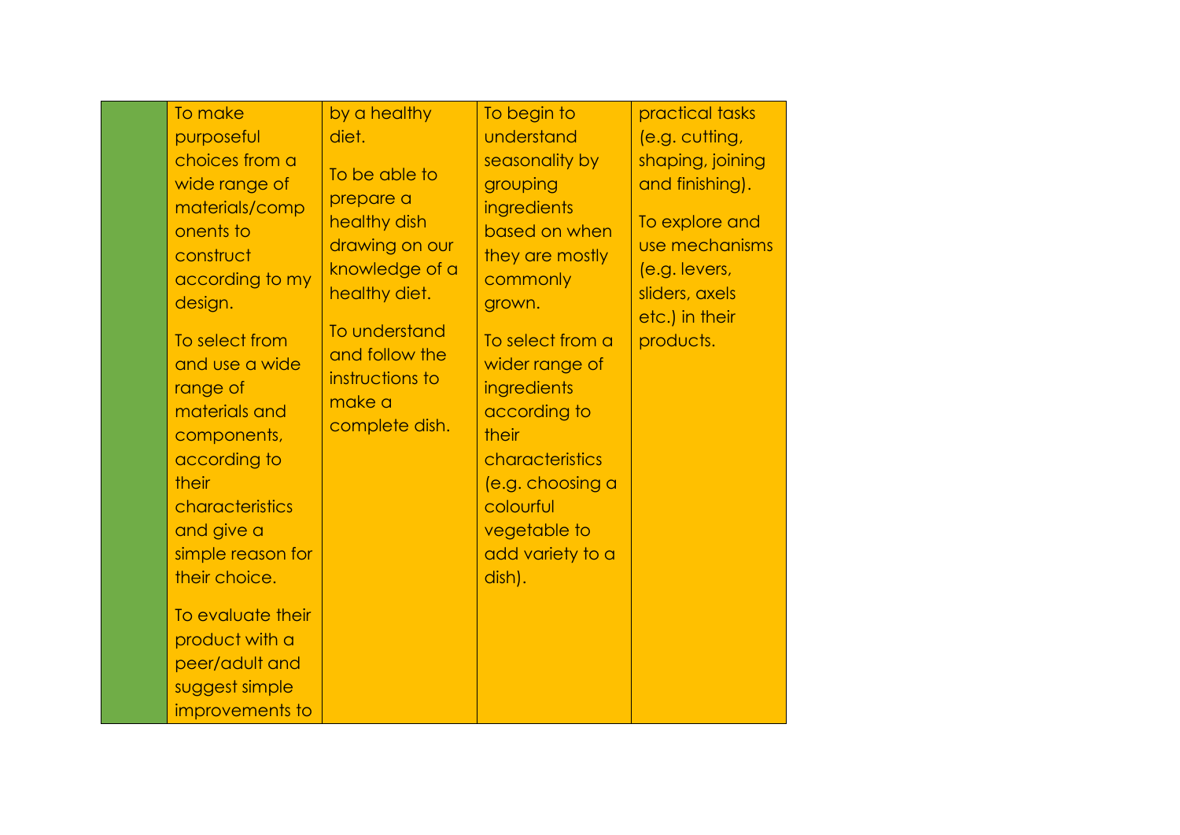| | | | | |
|---|---|---|---|---|
| | To make purposeful choices from a wide range of materials/components to construct according to my design.<br><br>To select from and use a wide range of materials and components, according to their characteristics and give a simple reason for their choice.<br><br>To evaluate their product with a peer/adult and suggest simple improvements to | by a healthy diet.<br><br>To be able to prepare a healthy dish drawing on our knowledge of a healthy diet.<br><br>To understand and follow the instructions to make a complete dish. | To begin to understand seasonality by grouping ingredients based on when they are mostly commonly grown.<br><br>To select from a wider range of ingredients according to their characteristics (e.g. choosing a colourful vegetable to add variety to a dish). | practical tasks (e.g. cutting, shaping, joining and finishing).<br><br>To explore and use mechanisms (e.g. levers, sliders, axels etc.) in their products. |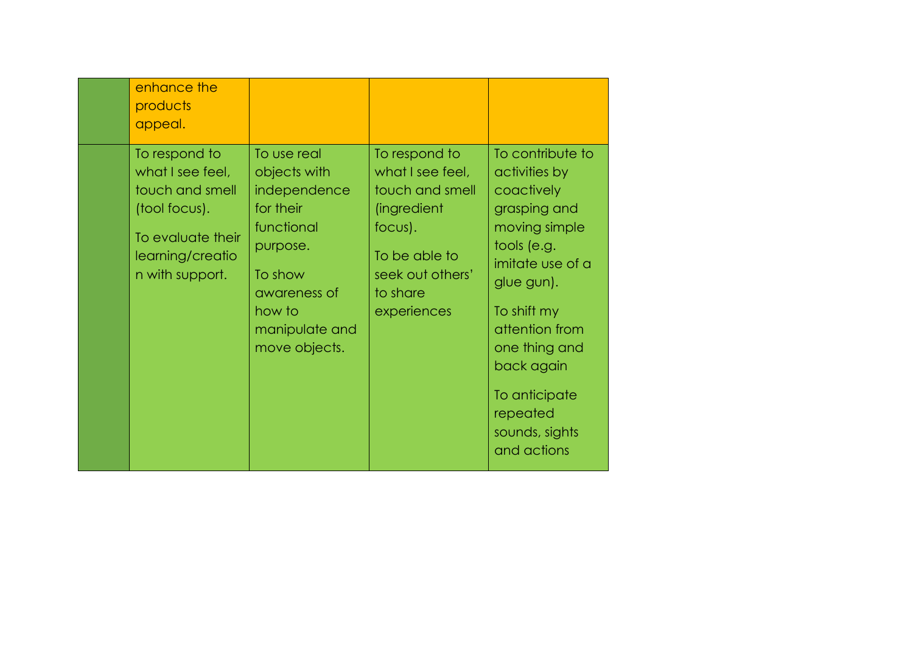| | | | | |
|---|---|---|---|---|
| | enhance the products appeal. | | | |
| | To respond to what I see feel, touch and smell (tool focus).<br><br>To evaluate their learning/creation with support. | To use real objects with independence for their functional purpose.<br><br>To show awareness of how to manipulate and move objects. | To respond to what I see feel, touch and smell (ingredient focus).<br><br>To be able to seek out others' to share experiences | To contribute to activities by coactively grasping and moving simple tools (e.g. imitate use of a glue gun).<br><br>To shift my attention from one thing and back again<br><br>To anticipate repeated sounds, sights and actions |